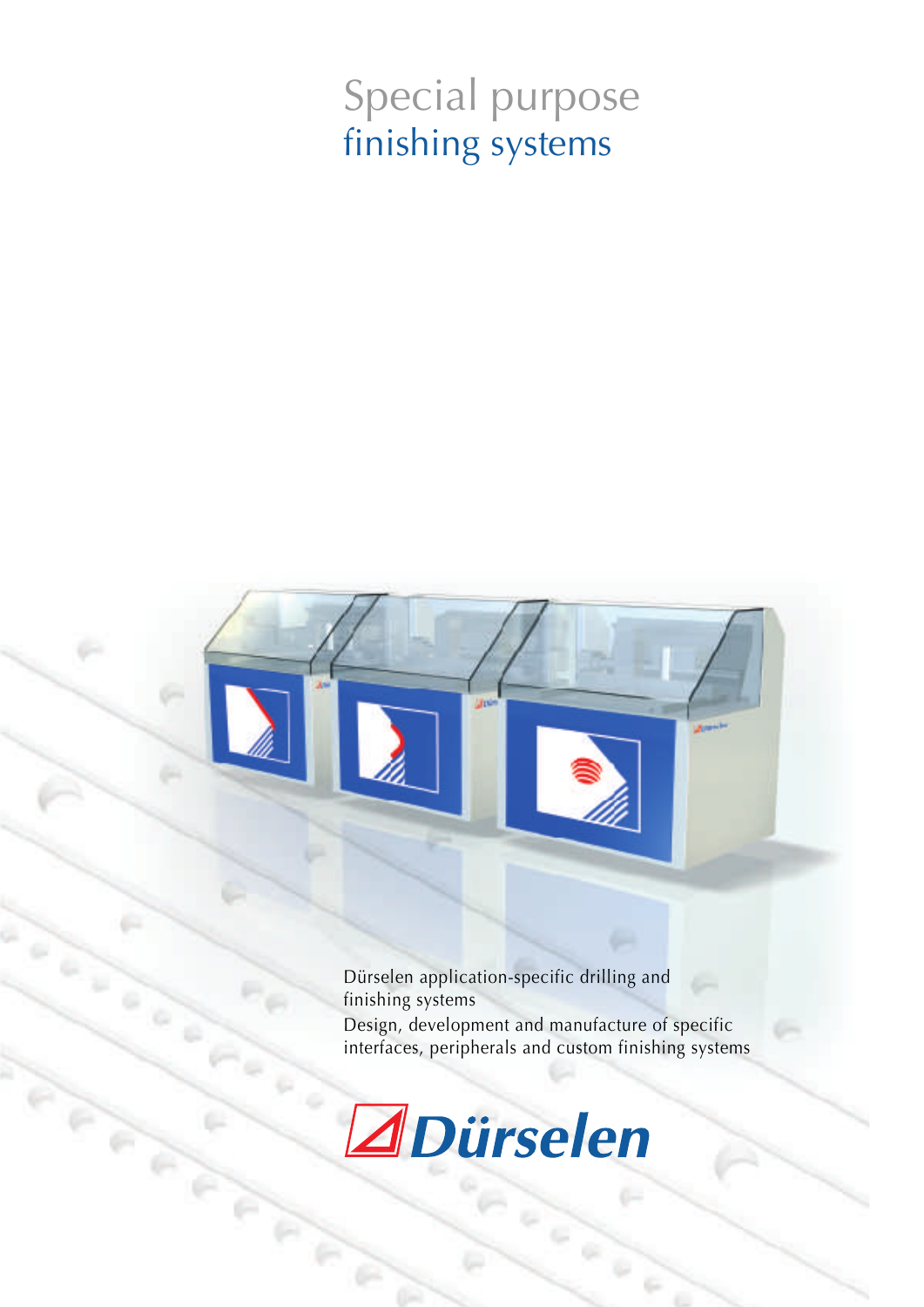# Special purpose finishing systems

Dürselen application-specific drilling and finishing systems

Design, development and manufacture of specific interfaces, peripherals and custom finishing systems

Dürselen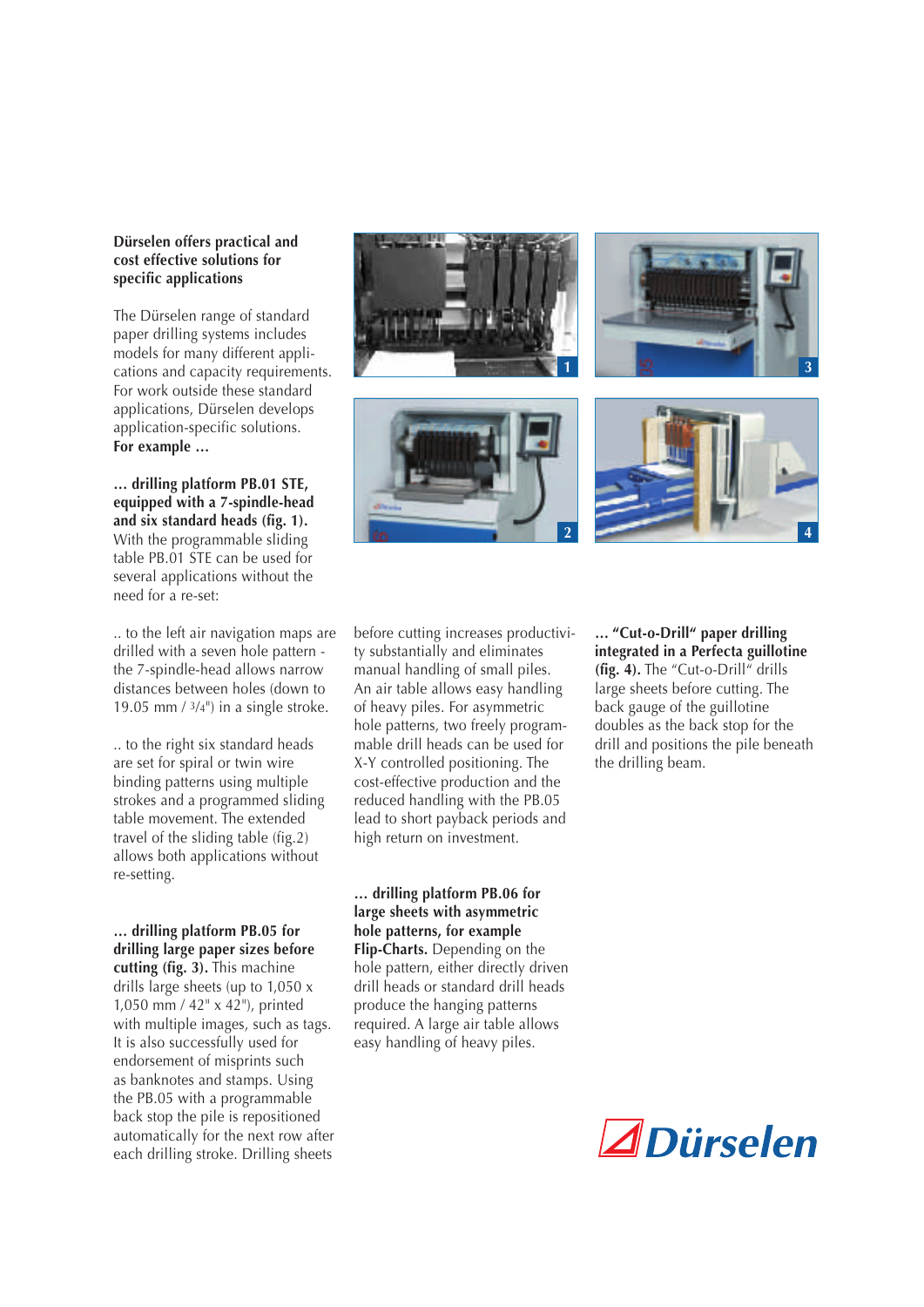**Dürselen offers practical and cost effective solutions for specific applications**

The Dürselen range of standard paper drilling systems includes models for many different applications and capacity requirements. For work outside these standard applications, Dürselen develops application-specific solutions.
**For example ...**

**... drilling platform PB.01 STE, equipped with a 7-spindle-head and six standard heads (fig. 1).** With the programmable sliding table PB.01 STE can be used for several applications without the need for a re-set:

.. to the left air navigation maps are drilled with a seven hole pattern - the 7-spindle-head allows narrow distances between holes (down to 19.05 mm / 3/4") in a single stroke.

.. to the right six standard heads are set for spiral or twin wire binding patterns using multiple strokes and a programmed sliding table movement. The extended travel of the sliding table (fig.2) allows both applications without re-setting.

**... drilling platform PB.05 for drilling large paper sizes before cutting (fig. 3).** This machine drills large sheets (up to 1,050 x 1,050 mm / 42" x 42"), printed with multiple images, such as tags. It is also successfully used for endorsement of misprints such as banknotes and stamps. Using the PB.05 with a programmable back stop the pile is repositioned automatically for the next row after each drilling stroke. Drilling sheets before cutting increases productivity substantially and eliminates manual handling of small piles. An air table allows easy handling of heavy piles. For asymmetric hole patterns, two freely programmable drill heads can be used for X-Y controlled positioning. The cost-effective production and the reduced handling with the PB.05 lead to short payback periods and high return on investment.

**... drilling platform PB.06 for large sheets with asymmetric hole patterns, for example Flip-Charts.** Depending on the hole pattern, either directly driven drill heads or standard drill heads produce the hanging patterns required. A large air table allows easy handling of heavy piles.

**... "Cut-o-Drill" paper drilling integrated in a Perfecta guillotine (fig. 4).** The "Cut-o-Drill" drills large sheets before cutting. The back gauge of the guillotine doubles as the back stop for the drill and positions the pile beneath the drilling beam.

Dürselen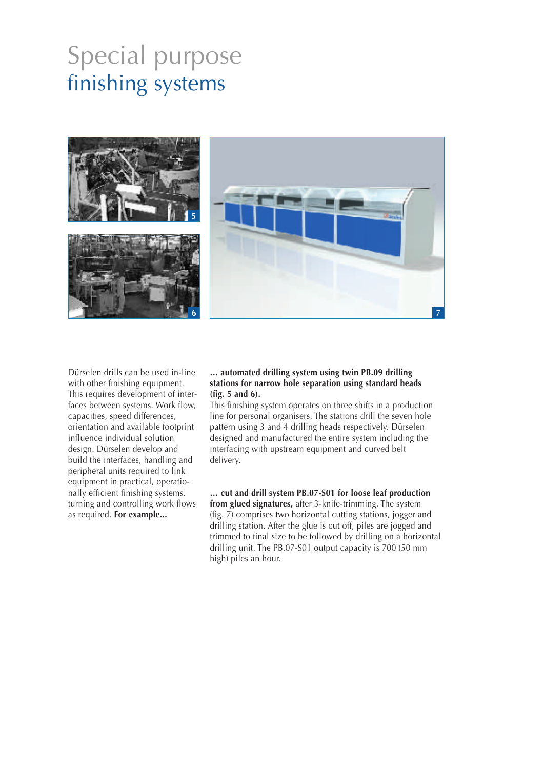# Special purpose finishing systems

Dürselen drills can be used in-line with other finishing equipment. This requires development of interfaces between systems. Work flow, capacities, speed differences, orientation and available footprint influence individual solution design. Dürselen develop and build the interfaces, handling and peripheral units required to link equipment in practical, operationally efficient finishing systems, turning and controlling work flows as required. **For example...**

**... automated drilling system using twin PB.09 drilling stations for narrow hole separation using standard heads (fig. 5 and 6).**
This finishing system operates on three shifts in a production line for personal organisers. The stations drill the seven hole pattern using 3 and 4 drilling heads respectively. Dürselen designed and manufactured the entire system including the interfacing with upstream equipment and curved belt delivery.

**... cut and drill system PB.07-S01 for loose leaf production from glued signatures,** after 3-knife-trimming. The system (fig. 7) comprises two horizontal cutting stations, jogger and drilling station. After the glue is cut off, piles are jogged and trimmed to final size to be followed by drilling on a horizontal drilling unit. The PB.07-S01 output capacity is 700 (50 mm high) piles an hour.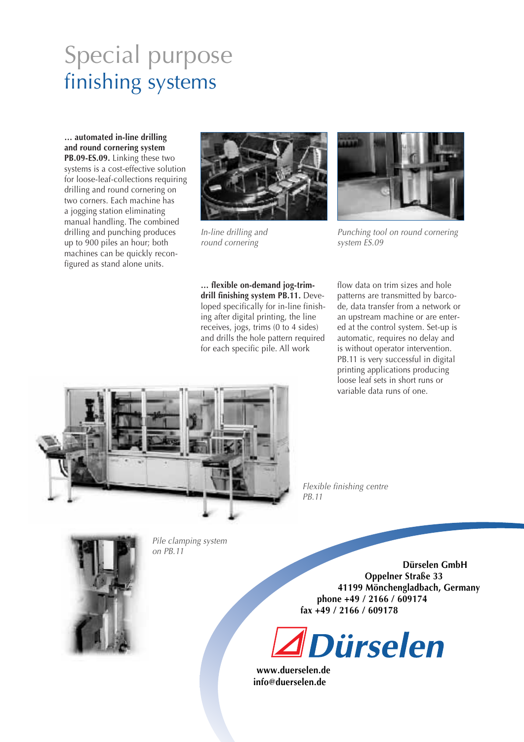# Special purpose finishing systems

**… automated in-line drilling and round cornering system PB.09-ES.09.** Linking these two systems is a cost-effective solution for loose-leaf-collections requiring drilling and round cornering on two corners. Each machine has a jogging station eliminating manual handling. The combined drilling and punching produces up to 900 piles an hour; both machines can be quickly reconfigured as stand alone units.

*In-line drilling and round cornering*

*Punching tool on round cornering system ES.09*

**… flexible on-demand jog-trim-drill finishing system PB.11.** Developed specifically for in-line finishing after digital printing, the line receives, jogs, trims (0 to 4 sides) and drills the hole pattern required for each specific pile. All work flow data on trim sizes and hole patterns are transmitted by barcode, data transfer from a network or an upstream machine or are entered at the control system. Set-up is automatic, requires no delay and is without operator intervention. PB.11 is very successful in digital printing applications producing loose leaf sets in short runs or variable data runs of one.

*Flexible finishing centre PB.11*

*Pile clamping system on PB.11*

**Dürselen GmbH**
**Oppelner Straße 33**
**41199 Mönchengladbach, Germany**
**phone +49 / 2166 / 609174**
**fax +49 / 2166 / 609178**

**Dürselen**

**www.duerselen.de**
**info@duerselen.de**